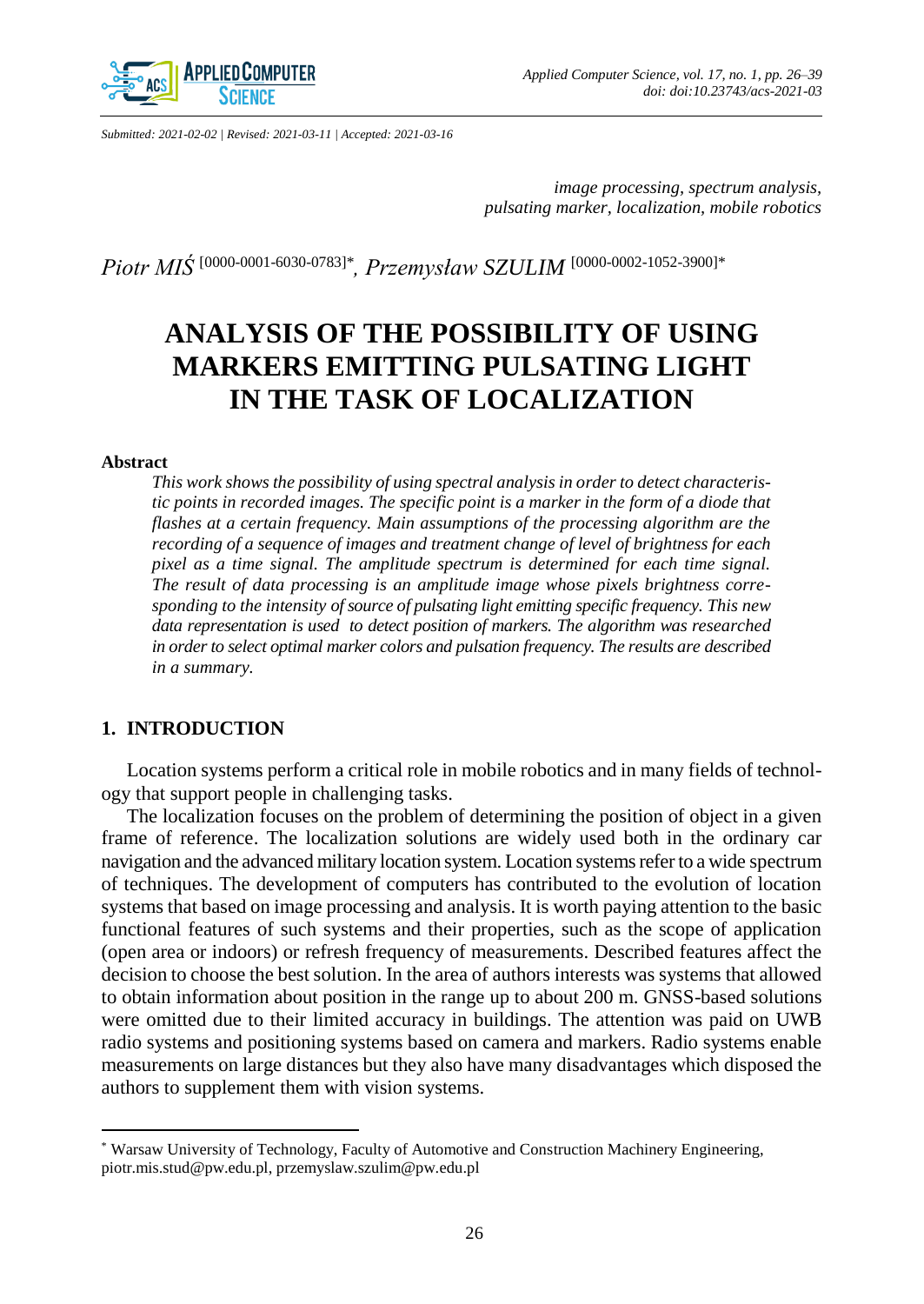*Submitted: 2021-02-02 | Revised: 2021-03-11 | Accepted: 2021-03-16*

*image processing, spectrum analysis, pulsating marker, localization, mobile robotics*

*Piotr MIŚ* [0000-0001-6030-0783]*, *Przemysław SZULIM* [0000-0002-1052-3900]*

# ANALYSIS OF THE POSSIBILITY OF USING MARKERS EMITTING PULSATING LIGHT IN THE TASK OF LOCALIZATION

### Abstract

*This work shows the possibility of using spectral analysis in order to detect characteristic points in recorded images. The specific point is a marker in the form of a diode that flashes at a certain frequency. Main assumptions of the processing algorithm are the recording of a sequence of images and treatment change of level of brightness for each pixel as a time signal. The amplitude spectrum is determined for each time signal. The result of data processing is an amplitude image whose pixels brightness corresponding to the intensity of source of pulsating light emitting specific frequency. This new data representation is used to detect position of markers. The algorithm was researched in order to select optimal marker colors and pulsation frequency. The results are described in a summary.*

## 1. INTRODUCTION

Location systems perform a critical role in mobile robotics and in many fields of technology that support people in challenging tasks.

The localization focuses on the problem of determining the position of object in a given frame of reference. The localization solutions are widely used both in the ordinary car navigation and the advanced military location system. Location systems refer to a wide spectrum of techniques. The development of computers has contributed to the evolution of location systems that based on image processing and analysis. It is worth paying attention to the basic functional features of such systems and their properties, such as the scope of application (open area or indoors) or refresh frequency of measurements. Described features affect the decision to choose the best solution. In the area of authors interests was systems that allowed to obtain information about position in the range up to about 200 m. GNSS-based solutions were omitted due to their limited accuracy in buildings. The attention was paid on UWB radio systems and positioning systems based on camera and markers. Radio systems enable measurements on large distances but they also have many disadvantages which disposed the authors to supplement them with vision systems.

---

\* Warsaw University of Technology, Faculty of Automotive and Construction Machinery Engineering, piotr.mis.stud@pw.edu.pl, przemyslaw.szulim@pw.edu.pl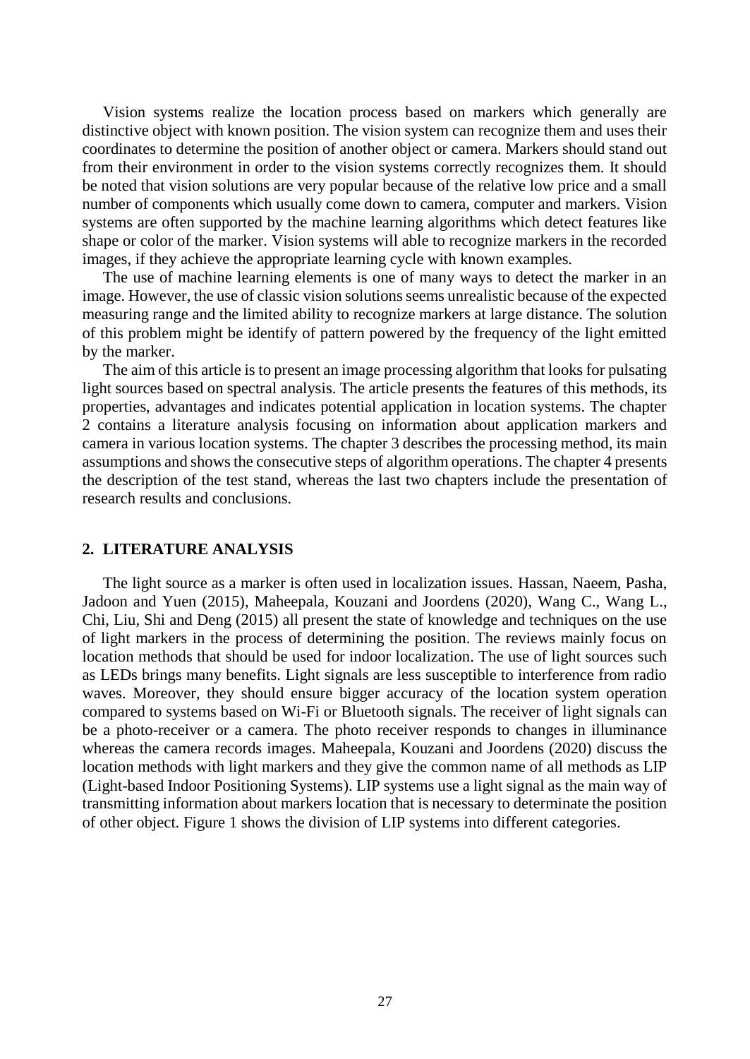Vision systems realize the location process based on markers which generally are distinctive object with known position. The vision system can recognize them and uses their coordinates to determine the position of another object or camera. Markers should stand out from their environment in order to the vision systems correctly recognizes them. It should be noted that vision solutions are very popular because of the relative low price and a small number of components which usually come down to camera, computer and markers. Vision systems are often supported by the machine learning algorithms which detect features like shape or color of the marker. Vision systems will able to recognize markers in the recorded images, if they achieve the appropriate learning cycle with known examples.

The use of machine learning elements is one of many ways to detect the marker in an image. However, the use of classic vision solutions seems unrealistic because of the expected measuring range and the limited ability to recognize markers at large distance. The solution of this problem might be identify of pattern powered by the frequency of the light emitted by the marker.

The aim of this article is to present an image processing algorithm that looks for pulsating light sources based on spectral analysis. The article presents the features of this methods, its properties, advantages and indicates potential application in location systems. The chapter 2 contains a literature analysis focusing on information about application markers and camera in various location systems. The chapter 3 describes the processing method, its main assumptions and shows the consecutive steps of algorithm operations. The chapter 4 presents the description of the test stand, whereas the last two chapters include the presentation of research results and conclusions.

## 2. LITERATURE ANALYSIS

The light source as a marker is often used in localization issues. Hassan, Naeem, Pasha, Jadoon and Yuen (2015), Maheepala, Kouzani and Joordens (2020), Wang C., Wang L., Chi, Liu, Shi and Deng (2015) all present the state of knowledge and techniques on the use of light markers in the process of determining the position. The reviews mainly focus on location methods that should be used for indoor localization. The use of light sources such as LEDs brings many benefits. Light signals are less susceptible to interference from radio waves. Moreover, they should ensure bigger accuracy of the location system operation compared to systems based on Wi-Fi or Bluetooth signals. The receiver of light signals can be a photo-receiver or a camera. The photo receiver responds to changes in illuminance whereas the camera records images. Maheepala, Kouzani and Joordens (2020) discuss the location methods with light markers and they give the common name of all methods as LIP (Light-based Indoor Positioning Systems). LIP systems use a light signal as the main way of transmitting information about markers location that is necessary to determinate the position of other object. Figure 1 shows the division of LIP systems into different categories.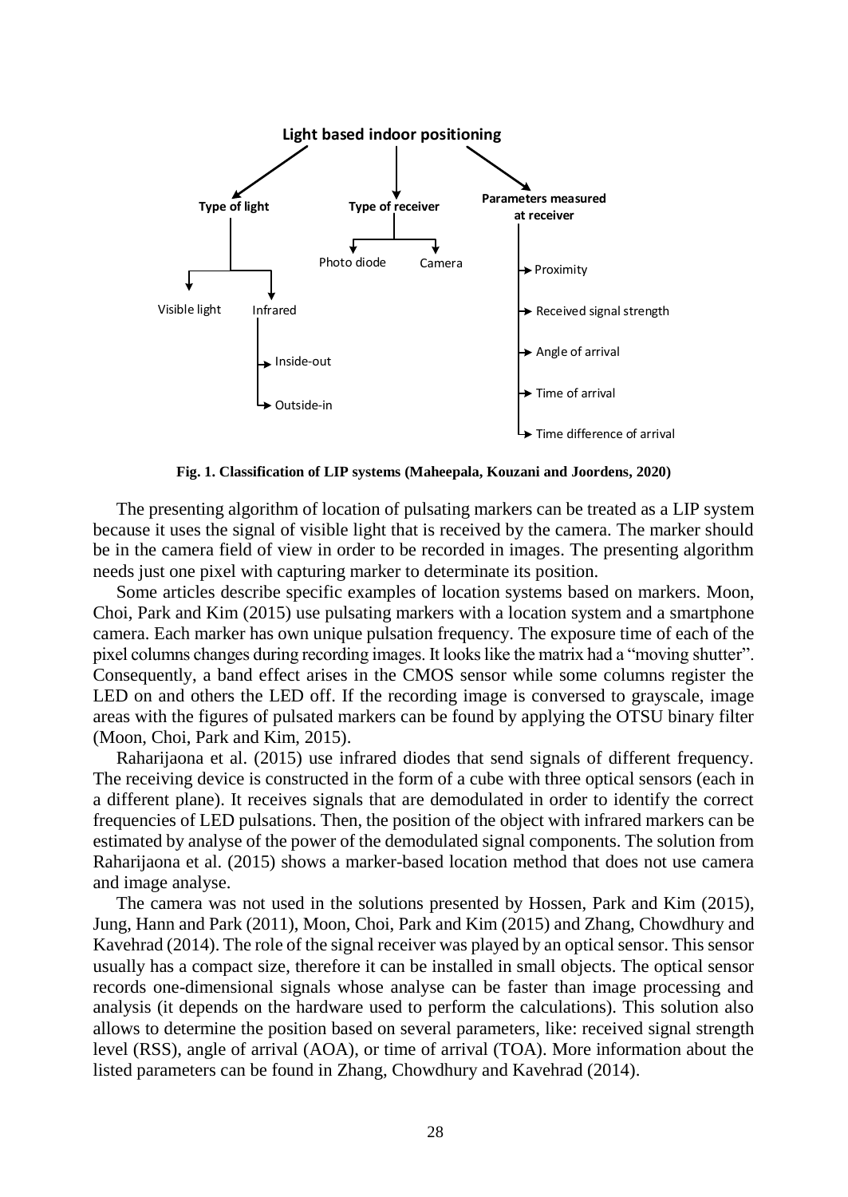Light based indoor positioning

- Type of light
  - Visible light
  - Infrared
    - Inside-out
    - Outside-in
- Type of receiver
  - Photo diode
  - Camera
- Parameters measured at receiver
  - Proximity
  - Received signal strength
  - Angle of arrival
  - Time of arrival
  - Time difference of arrival

**Fig. 1. Classification of LIP systems (Maheepala, Kouzani and Joordens, 2020)**

The presenting algorithm of location of pulsating markers can be treated as a LIP system because it uses the signal of visible light that is received by the camera. The marker should be in the camera field of view in order to be recorded in images. The presenting algorithm needs just one pixel with capturing marker to determinate its position.

Some articles describe specific examples of location systems based on markers. Moon, Choi, Park and Kim (2015) use pulsating markers with a location system and a smartphone camera. Each marker has own unique pulsation frequency. The exposure time of each of the pixel columns changes during recording images. It looks like the matrix had a "moving shutter". Consequently, a band effect arises in the CMOS sensor while some columns register the LED on and others the LED off. If the recording image is conversed to grayscale, image areas with the figures of pulsated markers can be found by applying the OTSU binary filter (Moon, Choi, Park and Kim, 2015).

Raharijaona et al. (2015) use infrared diodes that send signals of different frequency. The receiving device is constructed in the form of a cube with three optical sensors (each in a different plane). It receives signals that are demodulated in order to identify the correct frequencies of LED pulsations. Then, the position of the object with infrared markers can be estimated by analyse of the power of the demodulated signal components. The solution from Raharijaona et al. (2015) shows a marker-based location method that does not use camera and image analyse.

The camera was not used in the solutions presented by Hossen, Park and Kim (2015), Jung, Hann and Park (2011), Moon, Choi, Park and Kim (2015) and Zhang, Chowdhury and Kavehrad (2014). The role of the signal receiver was played by an optical sensor. This sensor usually has a compact size, therefore it can be installed in small objects. The optical sensor records one-dimensional signals whose analyse can be faster than image processing and analysis (it depends on the hardware used to perform the calculations). This solution also allows to determine the position based on several parameters, like: received signal strength level (RSS), angle of arrival (AOA), or time of arrival (TOA). More information about the listed parameters can be found in Zhang, Chowdhury and Kavehrad (2014).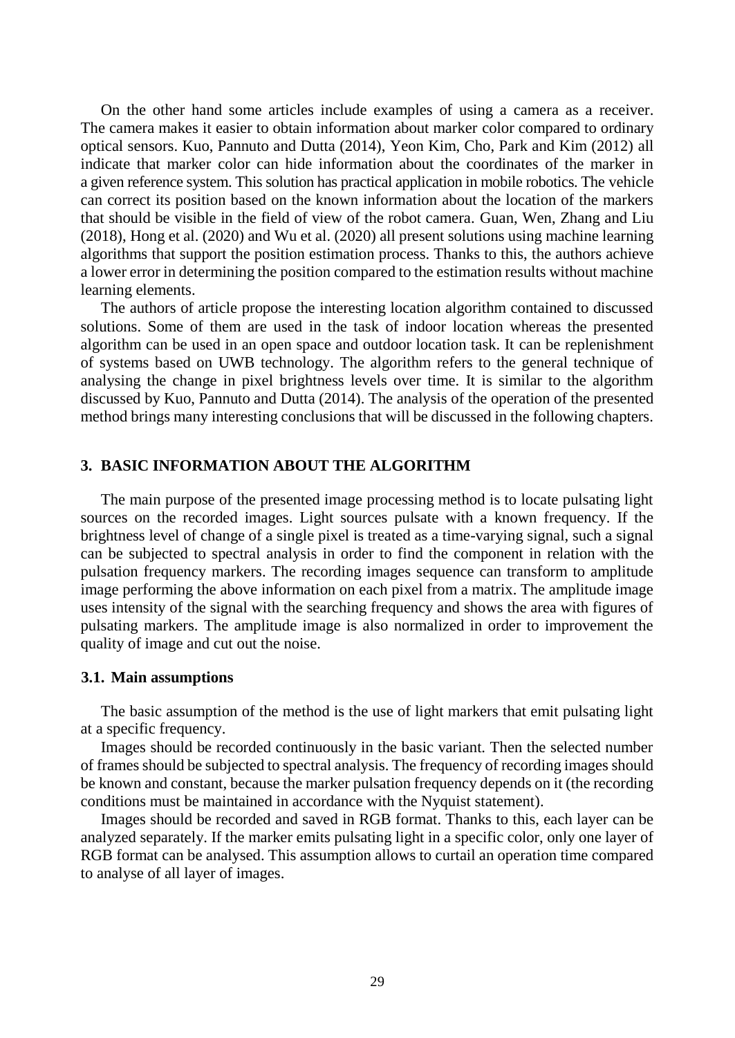On the other hand some articles include examples of using a camera as a receiver. The camera makes it easier to obtain information about marker color compared to ordinary optical sensors. Kuo, Pannuto and Dutta (2014), Yeon Kim, Cho, Park and Kim (2012) all indicate that marker color can hide information about the coordinates of the marker in a given reference system. This solution has practical application in mobile robotics. The vehicle can correct its position based on the known information about the location of the markers that should be visible in the field of view of the robot camera. Guan, Wen, Zhang and Liu (2018), Hong et al. (2020) and Wu et al. (2020) all present solutions using machine learning algorithms that support the position estimation process. Thanks to this, the authors achieve a lower error in determining the position compared to the estimation results without machine learning elements.

The authors of article propose the interesting location algorithm contained to discussed solutions. Some of them are used in the task of indoor location whereas the presented algorithm can be used in an open space and outdoor location task. It can be replenishment of systems based on UWB technology. The algorithm refers to the general technique of analysing the change in pixel brightness levels over time. It is similar to the algorithm discussed by Kuo, Pannuto and Dutta (2014). The analysis of the operation of the presented method brings many interesting conclusions that will be discussed in the following chapters.

## 3. BASIC INFORMATION ABOUT THE ALGORITHM

The main purpose of the presented image processing method is to locate pulsating light sources on the recorded images. Light sources pulsate with a known frequency. If the brightness level of change of a single pixel is treated as a time-varying signal, such a signal can be subjected to spectral analysis in order to find the component in relation with the pulsation frequency markers. The recording images sequence can transform to amplitude image performing the above information on each pixel from a matrix. The amplitude image uses intensity of the signal with the searching frequency and shows the area with figures of pulsating markers. The amplitude image is also normalized in order to improvement the quality of image and cut out the noise.

### 3.1. Main assumptions

The basic assumption of the method is the use of light markers that emit pulsating light at a specific frequency.

Images should be recorded continuously in the basic variant. Then the selected number of frames should be subjected to spectral analysis. The frequency of recording images should be known and constant, because the marker pulsation frequency depends on it (the recording conditions must be maintained in accordance with the Nyquist statement).

Images should be recorded and saved in RGB format. Thanks to this, each layer can be analyzed separately. If the marker emits pulsating light in a specific color, only one layer of RGB format can be analysed. This assumption allows to curtail an operation time compared to analyse of all layer of images.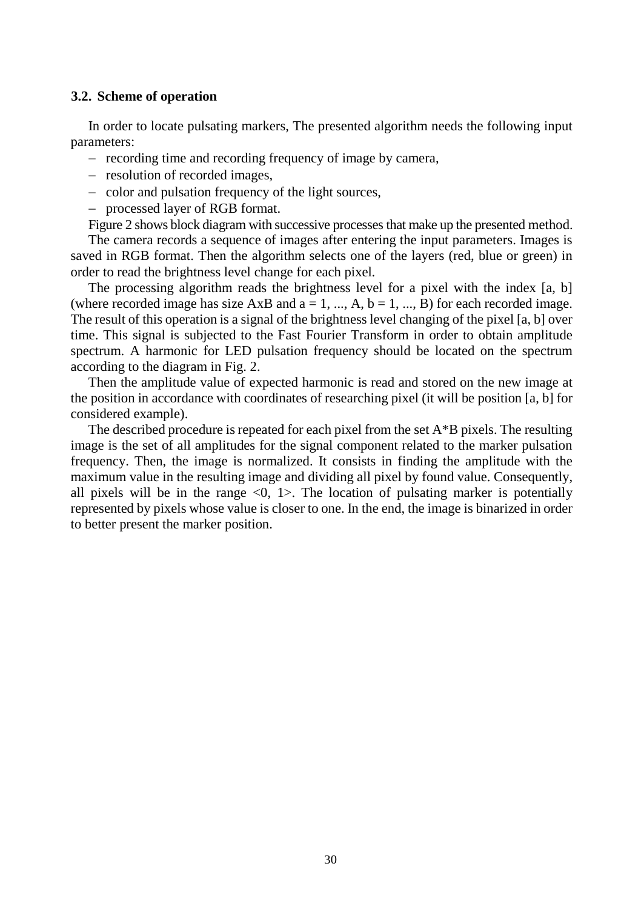### 3.2. Scheme of operation

In order to locate pulsating markers, The presented algorithm needs the following input parameters:

- recording time and recording frequency of image by camera,
- resolution of recorded images,
- color and pulsation frequency of the light sources,
- processed layer of RGB format.

Figure 2 shows block diagram with successive processes that make up the presented method.

The camera records a sequence of images after entering the input parameters. Images is saved in RGB format. Then the algorithm selects one of the layers (red, blue or green) in order to read the brightness level change for each pixel.

The processing algorithm reads the brightness level for a pixel with the index [a, b] (where recorded image has size AxB and a = 1, ..., A, b = 1, ..., B) for each recorded image. The result of this operation is a signal of the brightness level changing of the pixel [a, b] over time. This signal is subjected to the Fast Fourier Transform in order to obtain amplitude spectrum. A harmonic for LED pulsation frequency should be located on the spectrum according to the diagram in Fig. 2.

Then the amplitude value of expected harmonic is read and stored on the new image at the position in accordance with coordinates of researching pixel (it will be position [a, b] for considered example).

The described procedure is repeated for each pixel from the set A*B pixels. The resulting image is the set of all amplitudes for the signal component related to the marker pulsation frequency. Then, the image is normalized. It consists in finding the amplitude with the maximum value in the resulting image and dividing all pixel by found value. Consequently, all pixels will be in the range <0, 1>. The location of pulsating marker is potentially represented by pixels whose value is closer to one. In the end, the image is binarized in order to better present the marker position.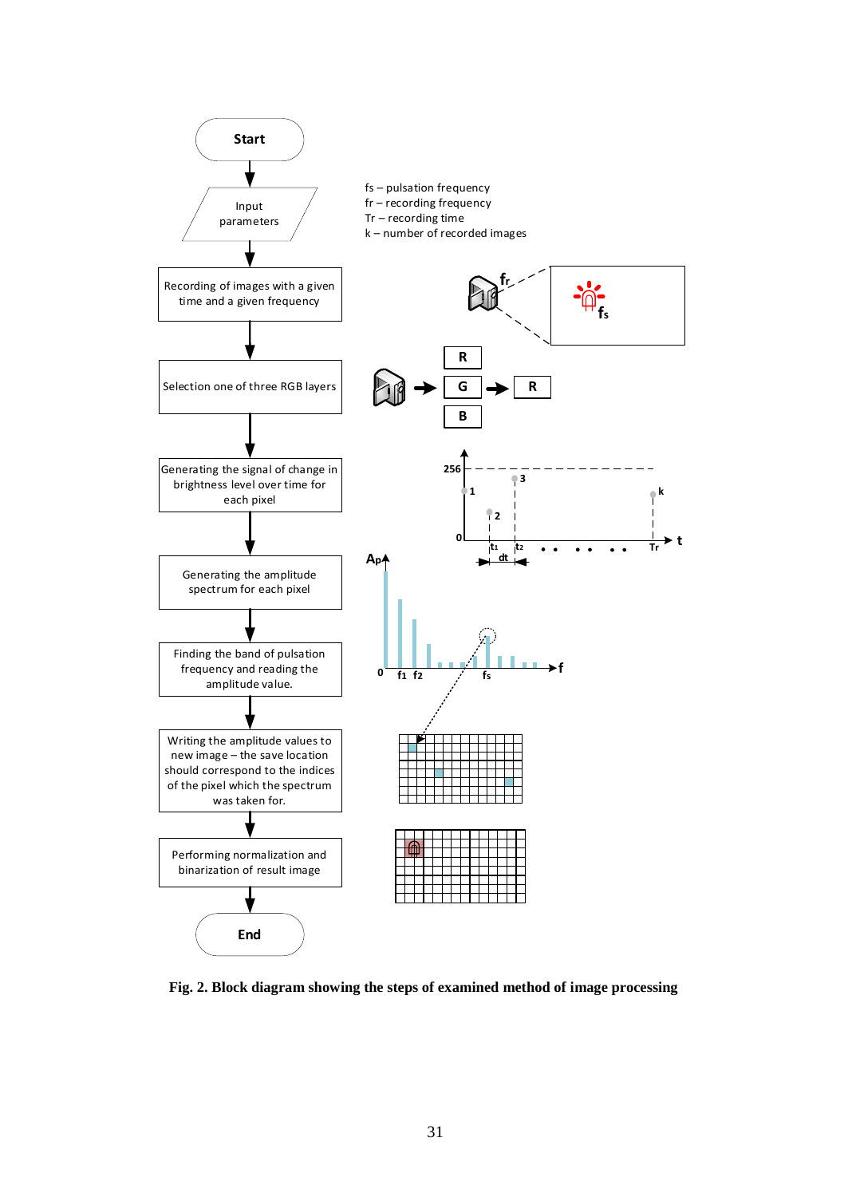Start

Input parameters

fs – pulsation frequency
fr – recording frequency
Tr – recording time
k – number of recorded images

Recording of images with a given time and a given frequency

Selection one of three RGB layers

Generating the signal of change in brightness level over time for each pixel

Generating the amplitude spectrum for each pixel

Finding the band of pulsation frequency and reading the amplitude value.

Writing the amplitude values to new image – the save location should correspond to the indices of the pixel which the spectrum was taken for.

Performing normalization and binarization of result image

End

**Fig. 2. Block diagram showing the steps of examined method of image processing**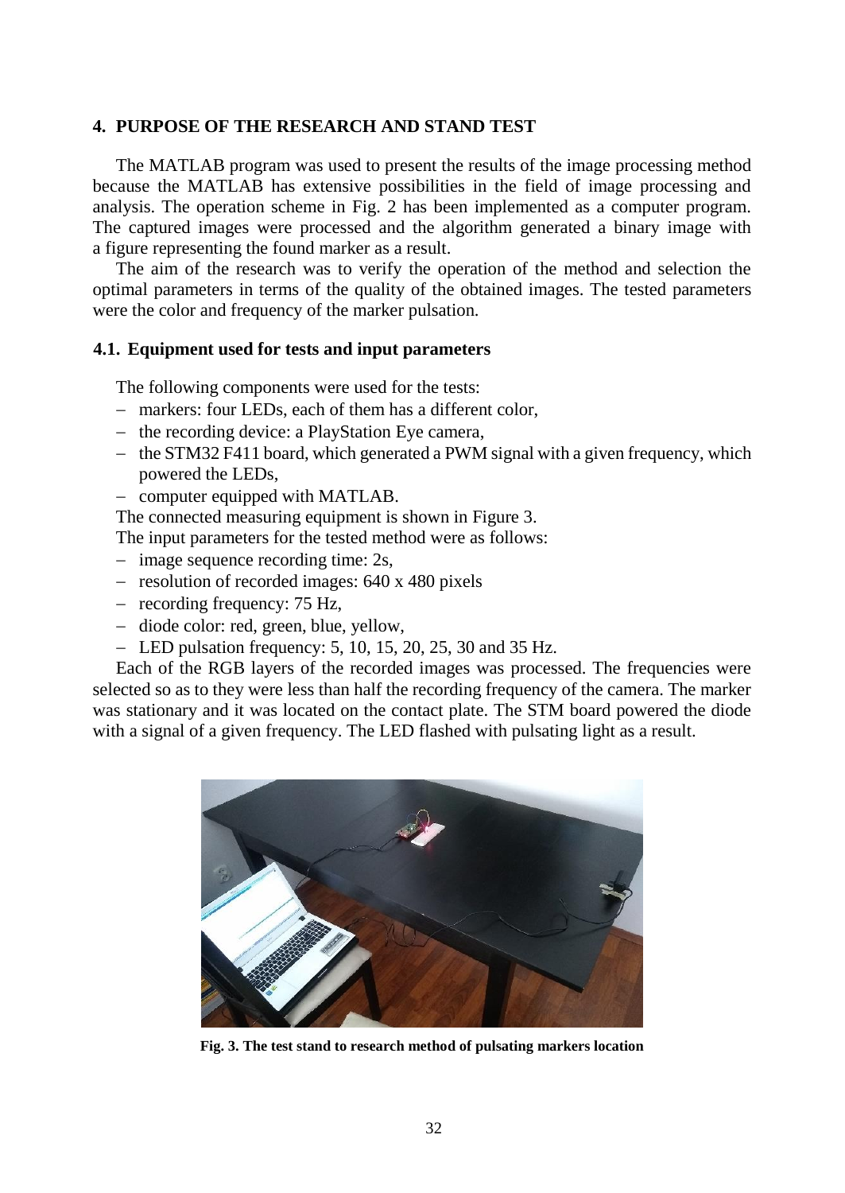## 4. PURPOSE OF THE RESEARCH AND STAND TEST

The MATLAB program was used to present the results of the image processing method because the MATLAB has extensive possibilities in the field of image processing and analysis. The operation scheme in Fig. 2 has been implemented as a computer program. The captured images were processed and the algorithm generated a binary image with a figure representing the found marker as a result.

The aim of the research was to verify the operation of the method and selection the optimal parameters in terms of the quality of the obtained images. The tested parameters were the color and frequency of the marker pulsation.

### 4.1. Equipment used for tests and input parameters

The following components were used for the tests:

- markers: four LEDs, each of them has a different color,
- the recording device: a PlayStation Eye camera,
- the STM32 F411 board, which generated a PWM signal with a given frequency, which powered the LEDs,
- computer equipped with MATLAB.

The connected measuring equipment is shown in Figure 3.

The input parameters for the tested method were as follows:

- image sequence recording time: 2s,
- resolution of recorded images: 640 x 480 pixels
- recording frequency: 75 Hz,
- diode color: red, green, blue, yellow,
- LED pulsation frequency: 5, 10, 15, 20, 25, 30 and 35 Hz.

Each of the RGB layers of the recorded images was processed. The frequencies were selected so as to they were less than half the recording frequency of the camera. The marker was stationary and it was located on the contact plate. The STM board powered the diode with a signal of a given frequency. The LED flashed with pulsating light as a result.

**Fig. 3. The test stand to research method of pulsating markers location**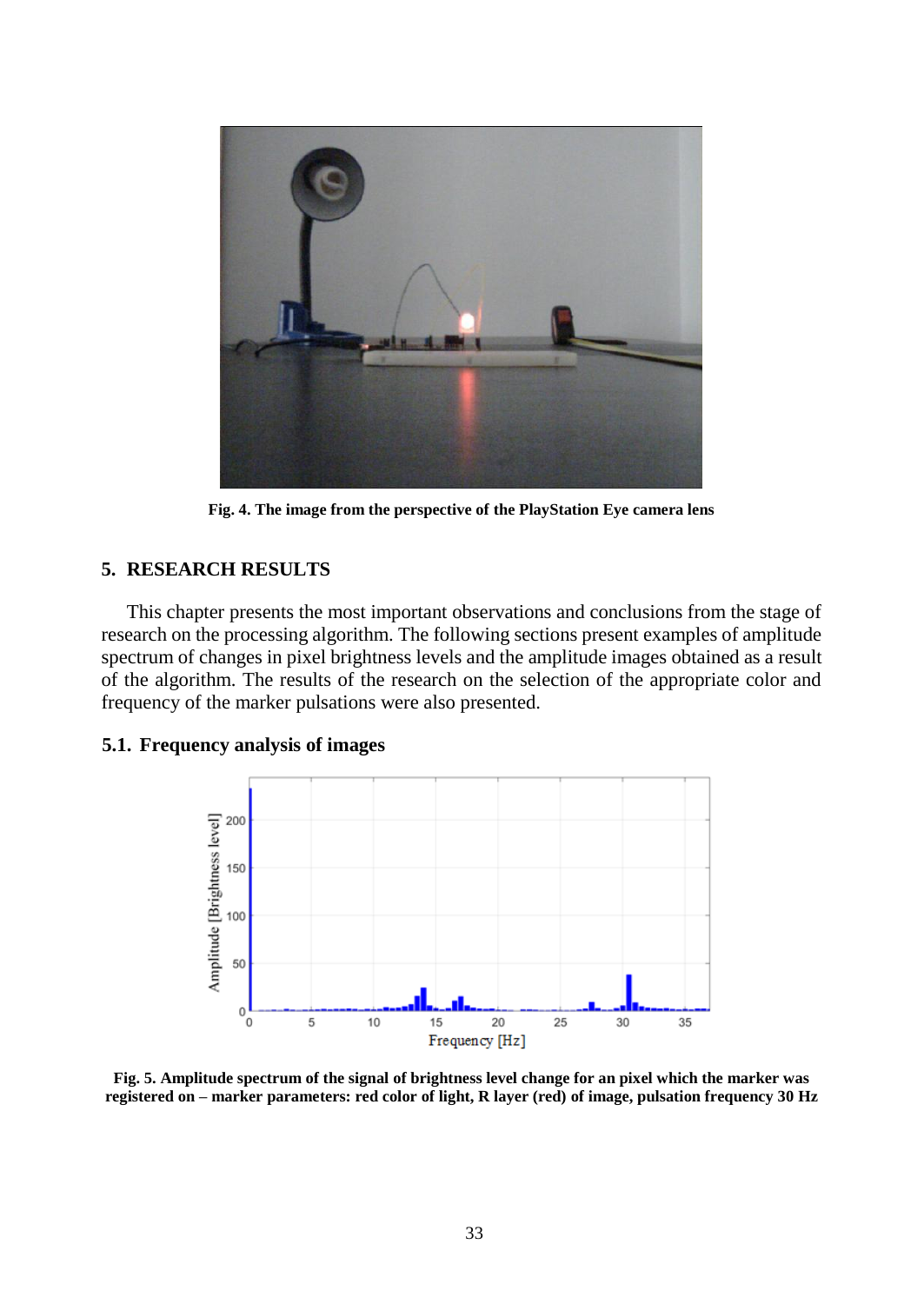Fig. 4. The image from the perspective of the PlayStation Eye camera lens

## 5. RESEARCH RESULTS

This chapter presents the most important observations and conclusions from the stage of research on the processing algorithm. The following sections present examples of amplitude spectrum of changes in pixel brightness levels and the amplitude images obtained as a result of the algorithm. The results of the research on the selection of the appropriate color and frequency of the marker pulsations were also presented.

### 5.1. Frequency analysis of images

Fig. 5. Amplitude spectrum of the signal of brightness level change for an pixel which the marker was registered on – marker parameters: red color of light, R layer (red) of image, pulsation frequency 30 Hz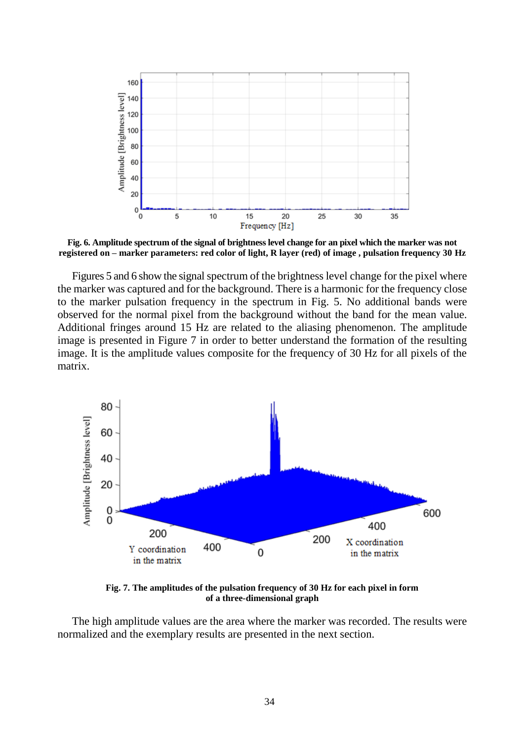**Fig. 6. Amplitude spectrum of the signal of brightness level change for an pixel which the marker was not registered on – marker parameters: red color of light, R layer (red) of image , pulsation frequency 30 Hz**

Figures 5 and 6 show the signal spectrum of the brightness level change for the pixel where the marker was captured and for the background. There is a harmonic for the frequency close to the marker pulsation frequency in the spectrum in Fig. 5. No additional bands were observed for the normal pixel from the background without the band for the mean value. Additional fringes around 15 Hz are related to the aliasing phenomenon. The amplitude image is presented in Figure 7 in order to better understand the formation of the resulting image. It is the amplitude values composite for the frequency of 30 Hz for all pixels of the matrix.

**Fig. 7. The amplitudes of the pulsation frequency of 30 Hz for each pixel in form of a three-dimensional graph**

The high amplitude values are the area where the marker was recorded. The results were normalized and the exemplary results are presented in the next section.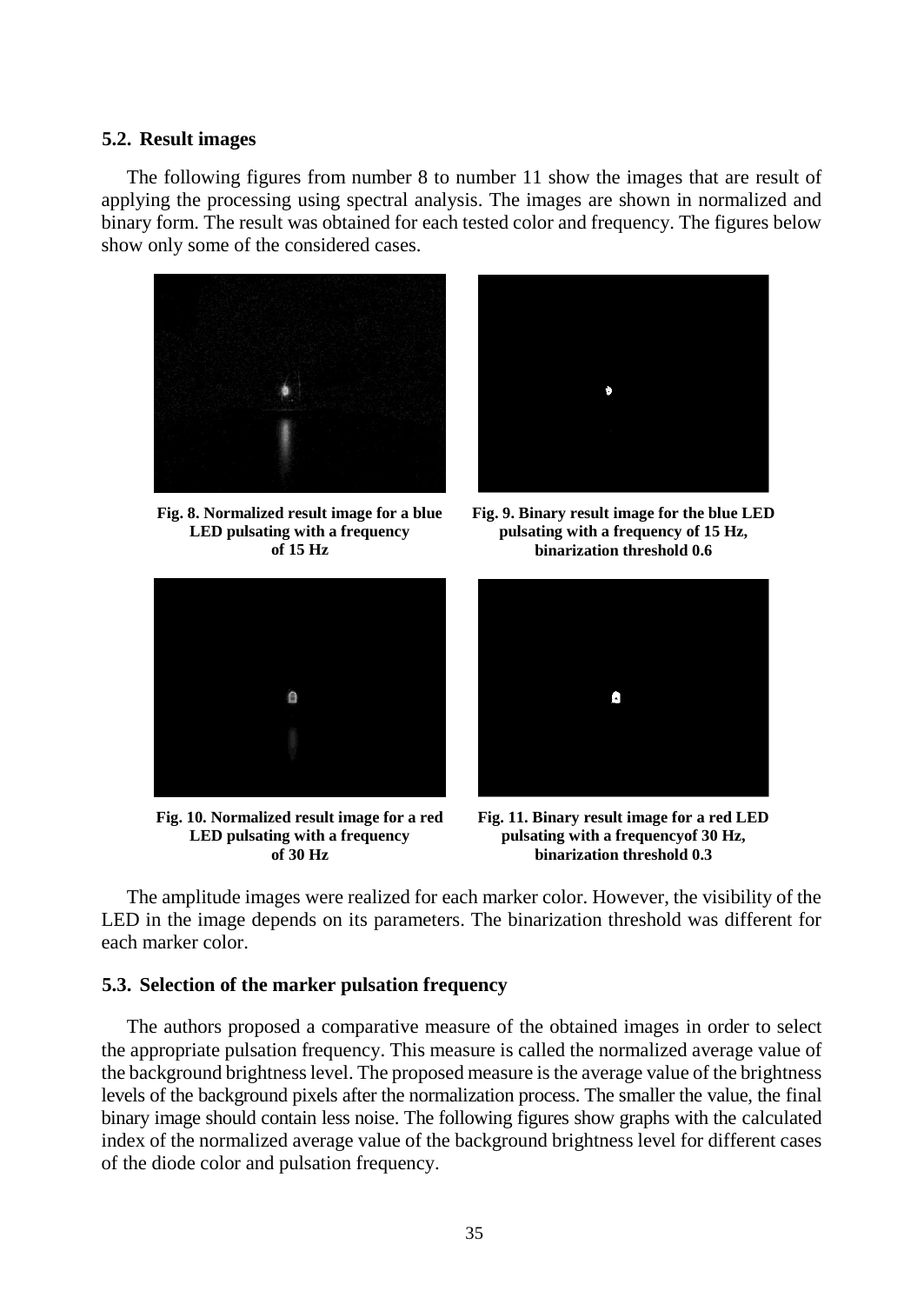### 5.2. Result images

The following figures from number 8 to number 11 show the images that are result of applying the processing using spectral analysis. The images are shown in normalized and binary form. The result was obtained for each tested color and frequency. The figures below show only some of the considered cases.

**Fig. 8. Normalized result image for a blue LED pulsating with a frequency of 15 Hz**

**Fig. 9. Binary result image for the blue LED pulsating with a frequency of 15 Hz, binarization threshold 0.6**

**Fig. 10. Normalized result image for a red LED pulsating with a frequency of 30 Hz**

**Fig. 11. Binary result image for a red LED pulsating with a frequencyof 30 Hz, binarization threshold 0.3**

The amplitude images were realized for each marker color. However, the visibility of the LED in the image depends on its parameters. The binarization threshold was different for each marker color.

### 5.3. Selection of the marker pulsation frequency

The authors proposed a comparative measure of the obtained images in order to select the appropriate pulsation frequency. This measure is called the normalized average value of the background brightness level. The proposed measure is the average value of the brightness levels of the background pixels after the normalization process. The smaller the value, the final binary image should contain less noise. The following figures show graphs with the calculated index of the normalized average value of the background brightness level for different cases of the diode color and pulsation frequency.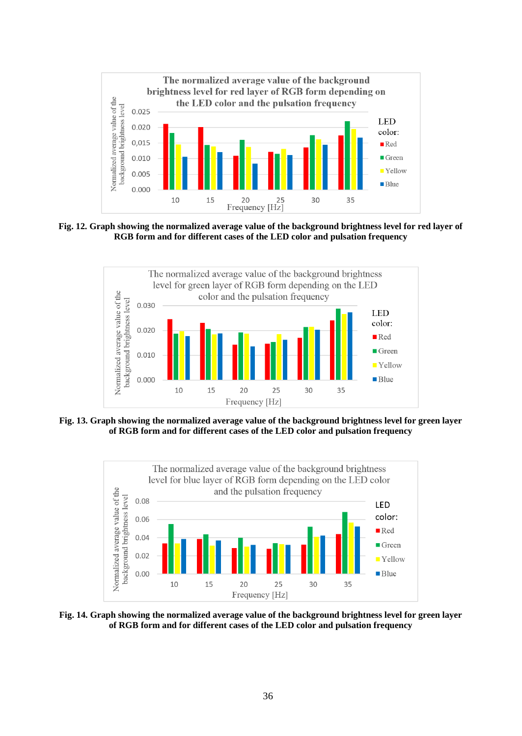**Fig. 12. Graph showing the normalized average value of the background brightness level for red layer of RGB form and for different cases of the LED color and pulsation frequency**

**Fig. 13. Graph showing the normalized average value of the background brightness level for green layer of RGB form and for different cases of the LED color and pulsation frequency**

**Fig. 14. Graph showing the normalized average value of the background brightness level for green layer of RGB form and for different cases of the LED color and pulsation frequency**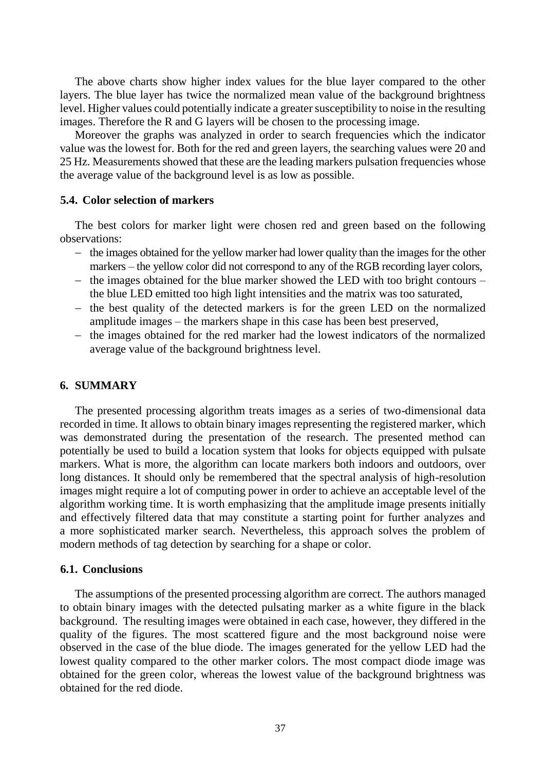The above charts show higher index values for the blue layer compared to the other layers. The blue layer has twice the normalized mean value of the background brightness level. Higher values could potentially indicate a greater susceptibility to noise in the resulting images. Therefore the R and G layers will be chosen to the processing image.

Moreover the graphs was analyzed in order to search frequencies which the indicator value was the lowest for. Both for the red and green layers, the searching values were 20 and 25 Hz. Measurements showed that these are the leading markers pulsation frequencies whose the average value of the background level is as low as possible.

### 5.4. Color selection of markers

The best colors for marker light were chosen red and green based on the following observations:

- the images obtained for the yellow marker had lower quality than the images for the other markers – the yellow color did not correspond to any of the RGB recording layer colors,
- the images obtained for the blue marker showed the LED with too bright contours – the blue LED emitted too high light intensities and the matrix was too saturated,
- the best quality of the detected markers is for the green LED on the normalized amplitude images – the markers shape in this case has been best preserved,
- the images obtained for the red marker had the lowest indicators of the normalized average value of the background brightness level.

## 6. SUMMARY

The presented processing algorithm treats images as a series of two-dimensional data recorded in time. It allows to obtain binary images representing the registered marker, which was demonstrated during the presentation of the research. The presented method can potentially be used to build a location system that looks for objects equipped with pulsate markers. What is more, the algorithm can locate markers both indoors and outdoors, over long distances. It should only be remembered that the spectral analysis of high-resolution images might require a lot of computing power in order to achieve an acceptable level of the algorithm working time. It is worth emphasizing that the amplitude image presents initially and effectively filtered data that may constitute a starting point for further analyzes and a more sophisticated marker search. Nevertheless, this approach solves the problem of modern methods of tag detection by searching for a shape or color.

### 6.1. Conclusions

The assumptions of the presented processing algorithm are correct. The authors managed to obtain binary images with the detected pulsating marker as a white figure in the black background. The resulting images were obtained in each case, however, they differed in the quality of the figures. The most scattered figure and the most background noise were observed in the case of the blue diode. The images generated for the yellow LED had the lowest quality compared to the other marker colors. The most compact diode image was obtained for the green color, whereas the lowest value of the background brightness was obtained for the red diode.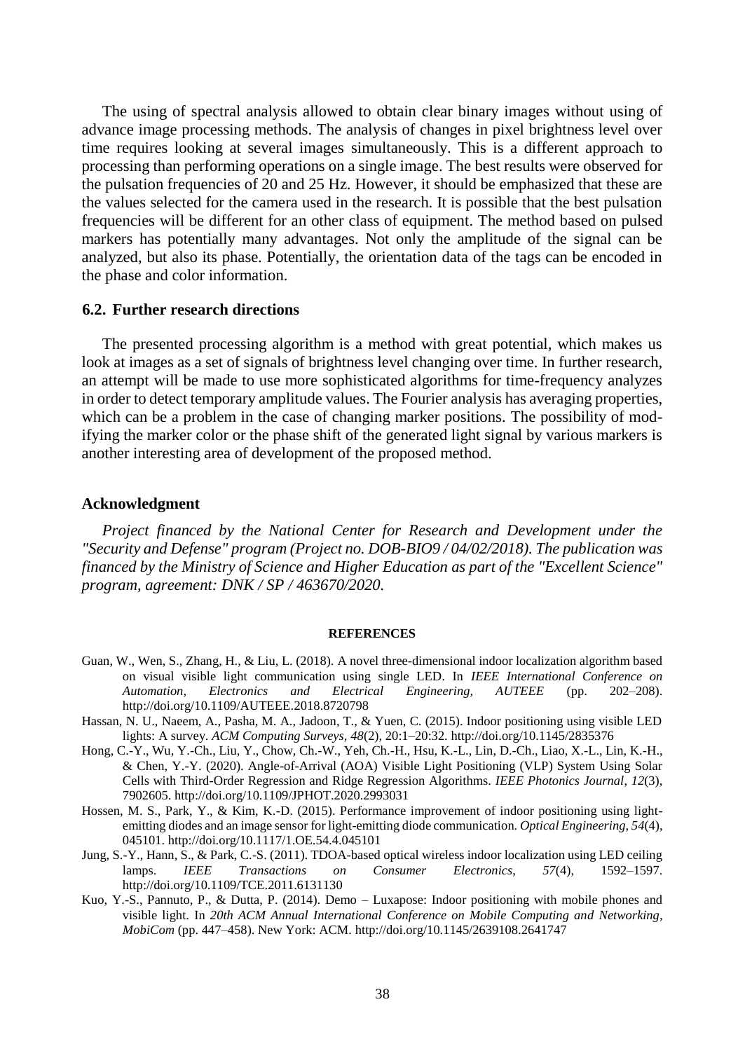The using of spectral analysis allowed to obtain clear binary images without using of advance image processing methods. The analysis of changes in pixel brightness level over time requires looking at several images simultaneously. This is a different approach to processing than performing operations on a single image. The best results were observed for the pulsation frequencies of 20 and 25 Hz. However, it should be emphasized that these are the values selected for the camera used in the research. It is possible that the best pulsation frequencies will be different for an other class of equipment. The method based on pulsed markers has potentially many advantages. Not only the amplitude of the signal can be analyzed, but also its phase. Potentially, the orientation data of the tags can be encoded in the phase and color information.

### 6.2. Further research directions

The presented processing algorithm is a method with great potential, which makes us look at images as a set of signals of brightness level changing over time. In further research, an attempt will be made to use more sophisticated algorithms for time-frequency analyzes in order to detect temporary amplitude values. The Fourier analysis has averaging properties, which can be a problem in the case of changing marker positions. The possibility of modifying the marker color or the phase shift of the generated light signal by various markers is another interesting area of development of the proposed method.

## Acknowledgment

*Project financed by the National Center for Research and Development under the "Security and Defense" program (Project no. DOB-BIO9 / 04/02/2018). The publication was financed by the Ministry of Science and Higher Education as part of the "Excellent Science" program, agreement: DNK / SP / 463670/2020.*

## REFERENCES

Guan, W., Wen, S., Zhang, H., & Liu, L. (2018). A novel three-dimensional indoor localization algorithm based on visual visible light communication using single LED. In *IEEE International Conference on Automation, Electronics and Electrical Engineering, AUTEEE* (pp. 202–208). http://doi.org/10.1109/AUTEEE.2018.8720798

Hassan, N. U., Naeem, A., Pasha, M. A., Jadoon, T., & Yuen, C. (2015). Indoor positioning using visible LED lights: A survey. *ACM Computing Surveys*, *48*(2), 20:1–20:32. http://doi.org/10.1145/2835376

Hong, C.-Y., Wu, Y.-Ch., Liu, Y., Chow, Ch.-W., Yeh, Ch.-H., Hsu, K.-L., Lin, D.-Ch., Liao, X.-L., Lin, K.-H., & Chen, Y.-Y. (2020). Angle-of-Arrival (AOA) Visible Light Positioning (VLP) System Using Solar Cells with Third-Order Regression and Ridge Regression Algorithms. *IEEE Photonics Journal*, *12*(3), 7902605. http://doi.org/10.1109/JPHOT.2020.2993031

Hossen, M. S., Park, Y., & Kim, K.-D. (2015). Performance improvement of indoor positioning using light-emitting diodes and an image sensor for light-emitting diode communication. *Optical Engineering*, *54*(4), 045101. http://doi.org/10.1117/1.OE.54.4.045101

Jung, S.-Y., Hann, S., & Park, C.-S. (2011). TDOA-based optical wireless indoor localization using LED ceiling lamps. *IEEE Transactions on Consumer Electronics*, *57*(4), 1592–1597. http://doi.org/10.1109/TCE.2011.6131130

Kuo, Y.-S., Pannuto, P., & Dutta, P. (2014). Demo – Luxapose: Indoor positioning with mobile phones and visible light. In *20th ACM Annual International Conference on Mobile Computing and Networking, MobiCom* (pp. 447–458). New York: ACM. http://doi.org/10.1145/2639108.2641747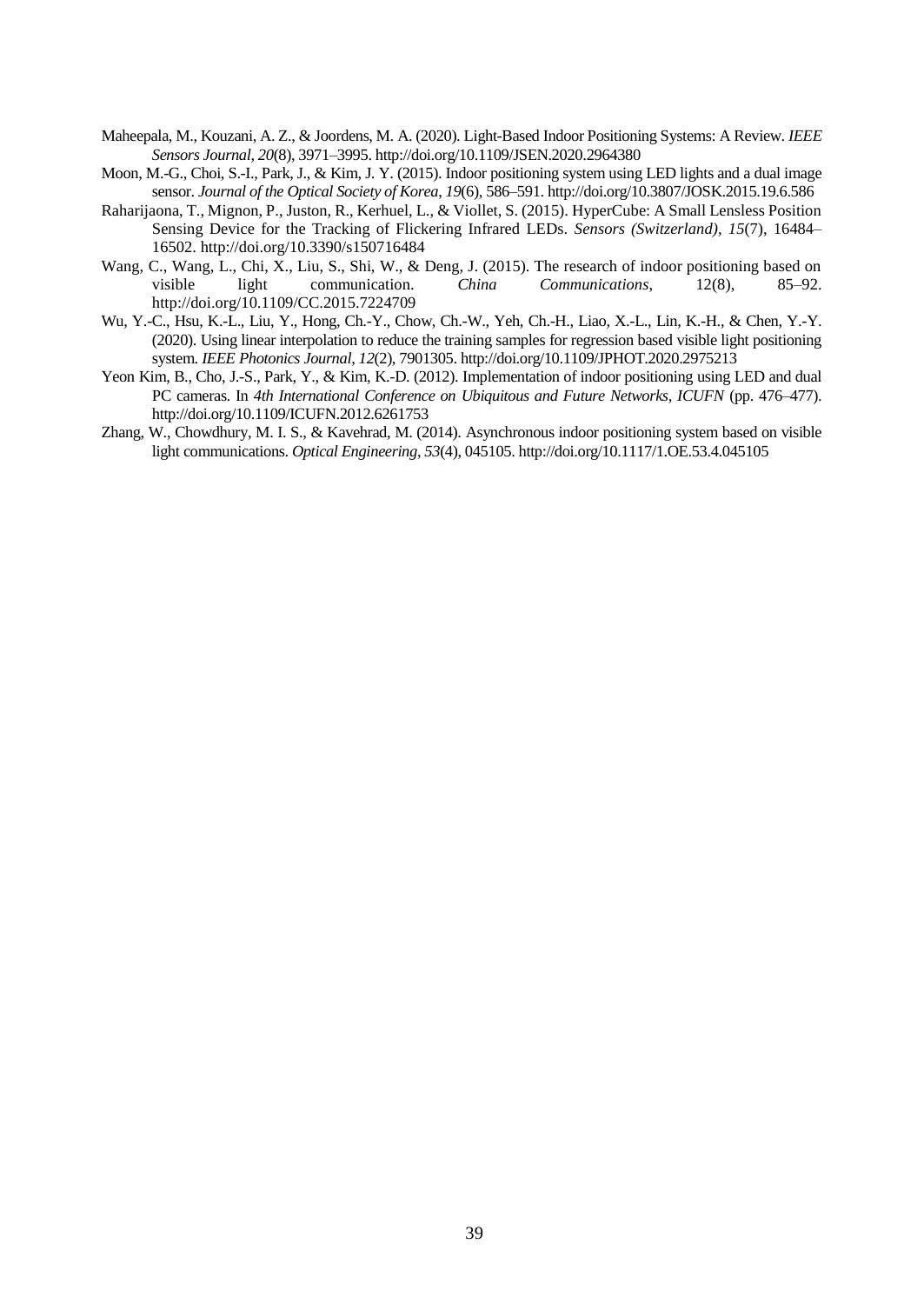Maheepala, M., Kouzani, A. Z., & Joordens, M. A. (2020). Light-Based Indoor Positioning Systems: A Review. *IEEE Sensors Journal*, *20*(8), 3971–3995. http://doi.org/10.1109/JSEN.2020.2964380

Moon, M.-G., Choi, S.-I., Park, J., & Kim, J. Y. (2015). Indoor positioning system using LED lights and a dual image sensor. *Journal of the Optical Society of Korea*, *19*(6), 586–591. http://doi.org/10.3807/JOSK.2015.19.6.586

Raharijaona, T., Mignon, P., Juston, R., Kerhuel, L., & Viollet, S. (2015). HyperCube: A Small Lensless Position Sensing Device for the Tracking of Flickering Infrared LEDs. *Sensors (Switzerland)*, *15*(7), 16484–16502. http://doi.org/10.3390/s150716484

Wang, C., Wang, L., Chi, X., Liu, S., Shi, W., & Deng, J. (2015). The research of indoor positioning based on visible light communication. *China Communications*, 12(8), 85–92. http://doi.org/10.1109/CC.2015.7224709

Wu, Y.-C., Hsu, K.-L., Liu, Y., Hong, Ch.-Y., Chow, Ch.-W., Yeh, Ch.-H., Liao, X.-L., Lin, K.-H., & Chen, Y.-Y. (2020). Using linear interpolation to reduce the training samples for regression based visible light positioning system. *IEEE Photonics Journal*, *12*(2), 7901305. http://doi.org/10.1109/JPHOT.2020.2975213

Yeon Kim, B., Cho, J.-S., Park, Y., & Kim, K.-D. (2012). Implementation of indoor positioning using LED and dual PC cameras. In *4th International Conference on Ubiquitous and Future Networks, ICUFN* (pp. 476–477). http://doi.org/10.1109/ICUFN.2012.6261753

Zhang, W., Chowdhury, M. I. S., & Kavehrad, M. (2014). Asynchronous indoor positioning system based on visible light communications. *Optical Engineering*, *53*(4), 045105. http://doi.org/10.1117/1.OE.53.4.045105